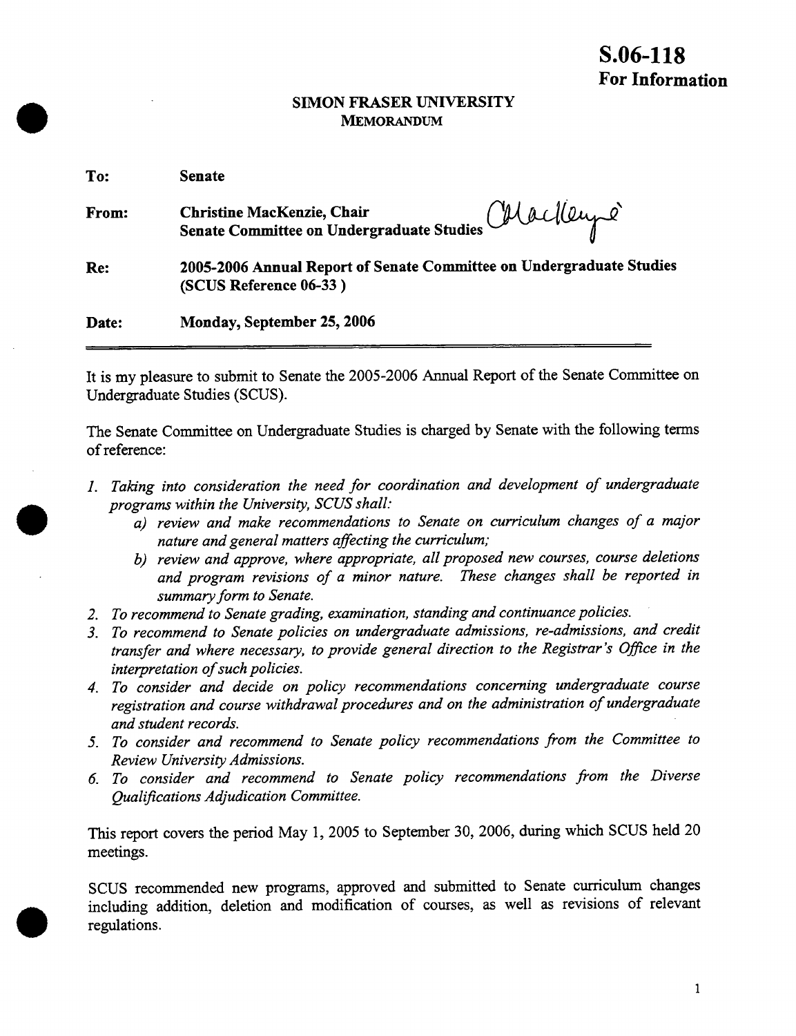**S.06-118**
**For Information**

**SIMON FRASER UNIVERSITY**
**MEMORANDUM**

**To:** **Senate**

**From:** **Christine MacKenzie, Chair**
**Senate Committee on Undergraduate Studies**

**Re:** **2005-2006 Annual Report of Senate Committee on Undergraduate Studies (SCUS Reference 06-33 )**

**Date:** **Monday, September 25, 2006**

---

It is my pleasure to submit to Senate the 2005-2006 Annual Report of the Senate Committee on Undergraduate Studies (SCUS).

The Senate Committee on Undergraduate Studies is charged by Senate with the following terms of reference:

1. *Taking into consideration the need for coordination and development of undergraduate programs within the University, SCUS shall:*
   a) *review and make recommendations to Senate on curriculum changes of a major nature and general matters affecting the curriculum;*
   b) *review and approve, where appropriate, all proposed new courses, course deletions and program revisions of a minor nature. These changes shall be reported in summary form to Senate.*
2. *To recommend to Senate grading, examination, standing and continuance policies.*
3. *To recommend to Senate policies on undergraduate admissions, re-admissions, and credit transfer and where necessary, to provide general direction to the Registrar's Office in the interpretation of such policies.*
4. *To consider and decide on policy recommendations concerning undergraduate course registration and course withdrawal procedures and on the administration of undergraduate and student records.*
5. *To consider and recommend to Senate policy recommendations from the Committee to Review University Admissions.*
6. *To consider and recommend to Senate policy recommendations from the Diverse Qualifications Adjudication Committee.*

This report covers the period May 1, 2005 to September 30, 2006, during which SCUS held 20 meetings.

SCUS recommended new programs, approved and submitted to Senate curriculum changes including addition, deletion and modification of courses, as well as revisions of relevant regulations.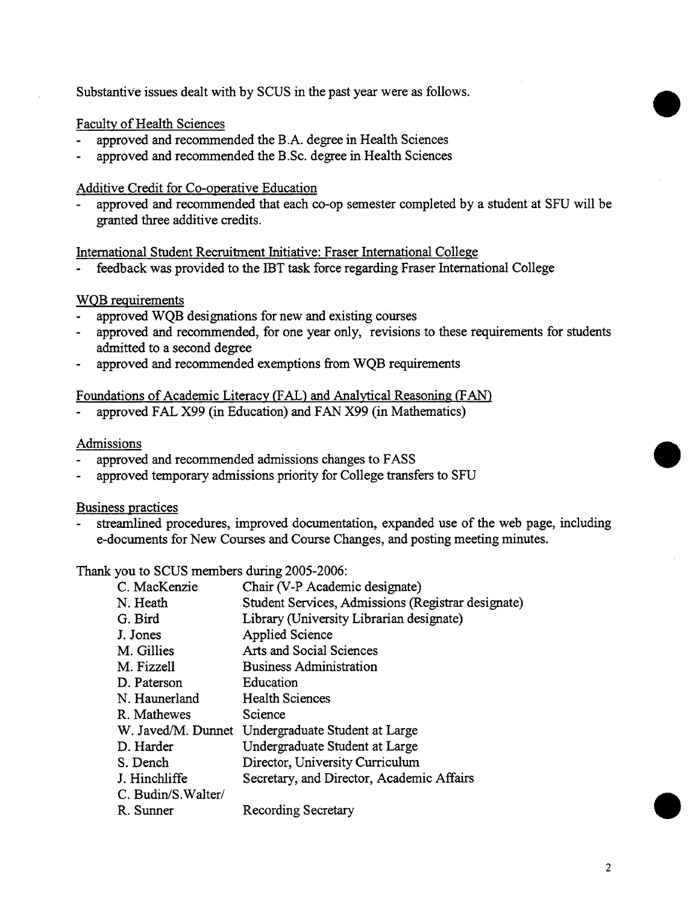Substantive issues dealt with by SCUS in the past year were as follows.

<u>Faculty of Health Sciences</u>

- approved and recommended the B.A. degree in Health Sciences
- approved and recommended the B.Sc. degree in Health Sciences

<u>Additive Credit for Co-operative Education</u>

- approved and recommended that each co-op semester completed by a student at SFU will be granted three additive credits.

<u>International Student Recruitment Initiative: Fraser International College</u>

- feedback was provided to the IBT task force regarding Fraser International College

<u>WQB requirements</u>

- approved WQB designations for new and existing courses
- approved and recommended, for one year only, revisions to these requirements for students admitted to a second degree
- approved and recommended exemptions from WQB requirements

<u>Foundations of Academic Literacy (FAL) and Analytical Reasoning (FAN)</u>

- approved FAL X99 (in Education) and FAN X99 (in Mathematics)

<u>Admissions</u>

- approved and recommended admissions changes to FASS
- approved temporary admissions priority for College transfers to SFU

<u>Business practices</u>

- streamlined procedures, improved documentation, expanded use of the web page, including e-documents for New Courses and Course Changes, and posting meeting minutes.

Thank you to SCUS members during 2005-2006:

| | |
|---|---|
| C. MacKenzie | Chair (V-P Academic designate) |
| N. Heath | Student Services, Admissions (Registrar designate) |
| G. Bird | Library (University Librarian designate) |
| J. Jones | Applied Science |
| M. Gillies | Arts and Social Sciences |
| M. Fizzell | Business Administration |
| D. Paterson | Education |
| N. Haunerland | Health Sciences |
| R. Mathewes | Science |
| W. Javed/M. Dunnet | Undergraduate Student at Large |
| D. Harder | Undergraduate Student at Large |
| S. Dench | Director, University Curriculum |
| J. Hinchliffe | Secretary, and Director, Academic Affairs |
| C. Budin/S.Walter/ R. Sunner | Recording Secretary |